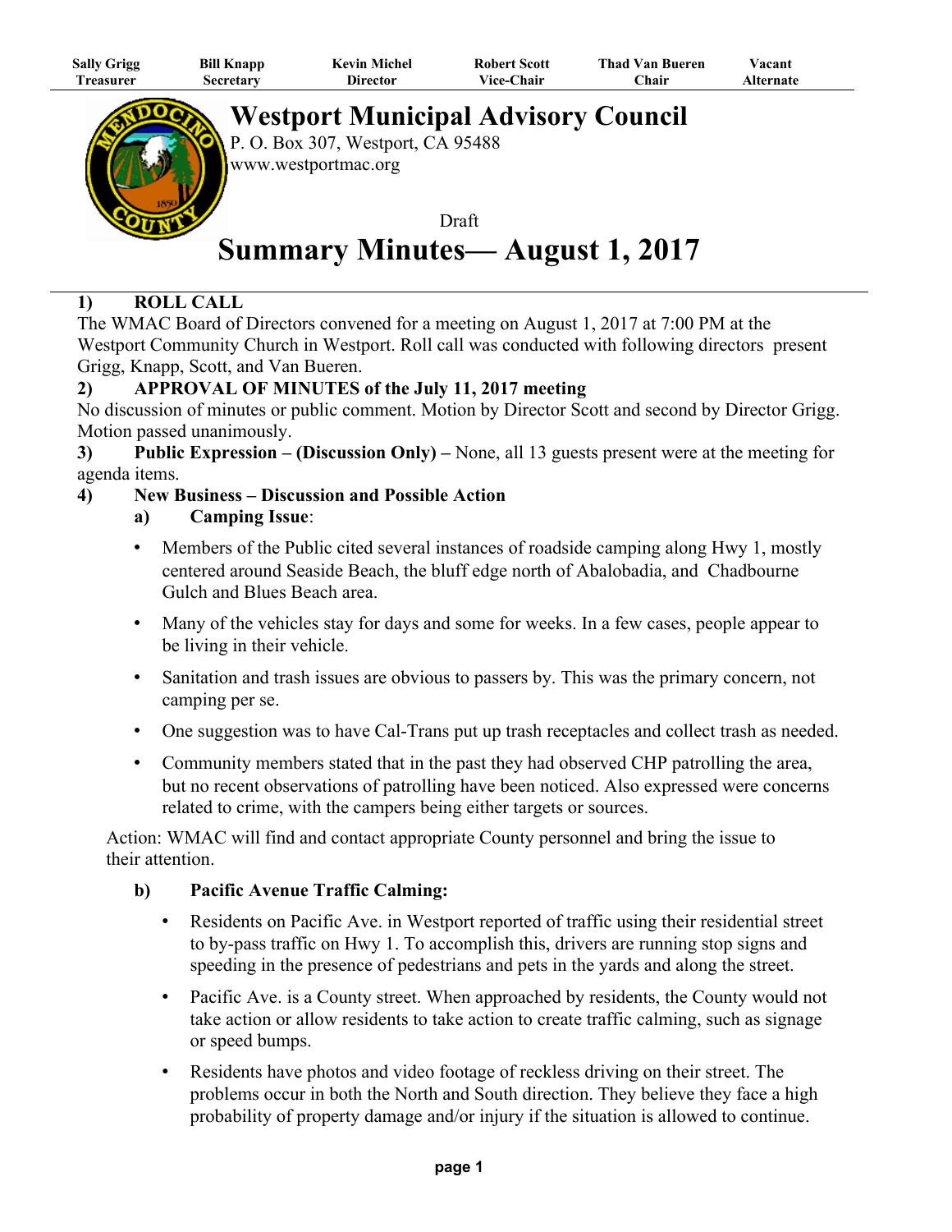| Sally Grigg | Bill Knapp | Kevin Michel | Robert Scott | Thad Van Bueren | Vacant |
|---|---|---|---|---|---|
| Treasurer | Secretary | Director | Vice-Chair | Chair | Alternate |

# Westport Municipal Advisory Council

P. O. Box 307, Westport, CA 95488
www.westportmac.org

Draft

# Summary Minutes— August 1, 2017

**1) ROLL CALL**

The WMAC Board of Directors convened for a meeting on August 1, 2017 at 7:00 PM at the Westport Community Church in Westport. Roll call was conducted with following directors present Grigg, Knapp, Scott, and Van Bueren.

**2) APPROVAL OF MINUTES of the July 11, 2017 meeting**

No discussion of minutes or public comment. Motion by Director Scott and second by Director Grigg. Motion passed unanimously.

**3) Public Expression – (Discussion Only) –** None, all 13 guests present were at the meeting for agenda items.

**4) New Business – Discussion and Possible Action**

**a) Camping Issue**:

- Members of the Public cited several instances of roadside camping along Hwy 1, mostly centered around Seaside Beach, the bluff edge north of Abalobadia, and Chadbourne Gulch and Blues Beach area.
- Many of the vehicles stay for days and some for weeks. In a few cases, people appear to be living in their vehicle.
- Sanitation and trash issues are obvious to passers by. This was the primary concern, not camping per se.
- One suggestion was to have Cal-Trans put up trash receptacles and collect trash as needed.
- Community members stated that in the past they had observed CHP patrolling the area, but no recent observations of patrolling have been noticed. Also expressed were concerns related to crime, with the campers being either targets or sources.

Action: WMAC will find and contact appropriate County personnel and bring the issue to their attention.

**b) Pacific Avenue Traffic Calming:**

- Residents on Pacific Ave. in Westport reported of traffic using their residential street to by-pass traffic on Hwy 1. To accomplish this, drivers are running stop signs and speeding in the presence of pedestrians and pets in the yards and along the street.
- Pacific Ave. is a County street. When approached by residents, the County would not take action or allow residents to take action to create traffic calming, such as signage or speed bumps.
- Residents have photos and video footage of reckless driving on their street. The problems occur in both the North and South direction. They believe they face a high probability of property damage and/or injury if the situation is allowed to continue.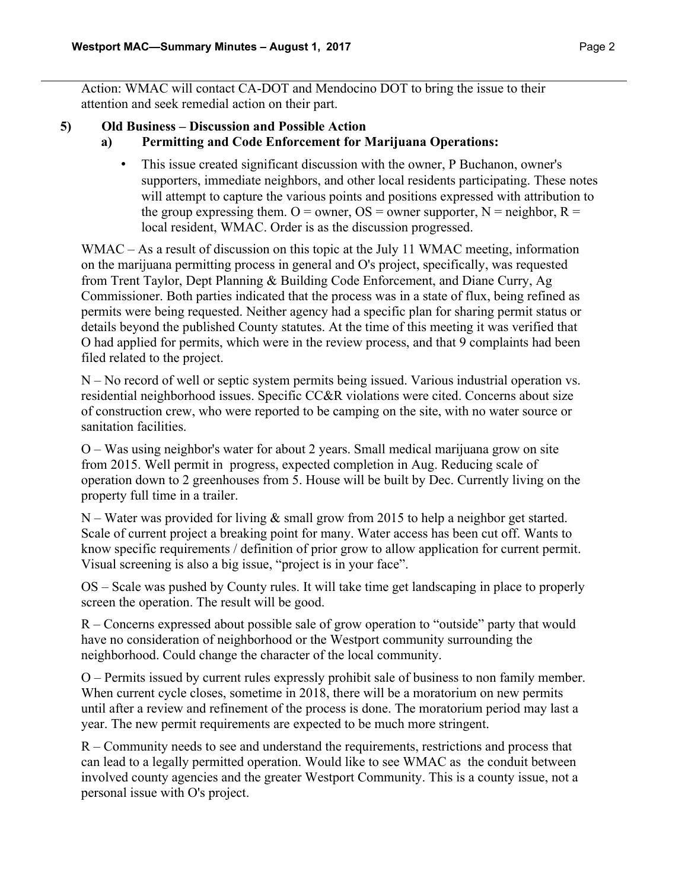Action: WMAC will contact CA-DOT and Mendocino DOT to bring the issue to their attention and seek remedial action on their part.

**5) Old Business – Discussion and Possible Action**

**a) Permitting and Code Enforcement for Marijuana Operations:**

- This issue created significant discussion with the owner, P Buchanon, owner's supporters, immediate neighbors, and other local residents participating. These notes will attempt to capture the various points and positions expressed with attribution to the group expressing them. O = owner, OS = owner supporter, N = neighbor, R = local resident, WMAC. Order is as the discussion progressed.

WMAC – As a result of discussion on this topic at the July 11 WMAC meeting, information on the marijuana permitting process in general and O's project, specifically, was requested from Trent Taylor, Dept Planning & Building Code Enforcement, and Diane Curry, Ag Commissioner. Both parties indicated that the process was in a state of flux, being refined as permits were being requested. Neither agency had a specific plan for sharing permit status or details beyond the published County statutes. At the time of this meeting it was verified that O had applied for permits, which were in the review process, and that 9 complaints had been filed related to the project.

N – No record of well or septic system permits being issued. Various industrial operation vs. residential neighborhood issues. Specific CC&R violations were cited. Concerns about size of construction crew, who were reported to be camping on the site, with no water source or sanitation facilities.

O – Was using neighbor's water for about 2 years. Small medical marijuana grow on site from 2015. Well permit in progress, expected completion in Aug. Reducing scale of operation down to 2 greenhouses from 5. House will be built by Dec. Currently living on the property full time in a trailer.

N – Water was provided for living & small grow from 2015 to help a neighbor get started. Scale of current project a breaking point for many. Water access has been cut off. Wants to know specific requirements / definition of prior grow to allow application for current permit. Visual screening is also a big issue, "project is in your face".

OS – Scale was pushed by County rules. It will take time get landscaping in place to properly screen the operation. The result will be good.

R – Concerns expressed about possible sale of grow operation to "outside" party that would have no consideration of neighborhood or the Westport community surrounding the neighborhood. Could change the character of the local community.

O – Permits issued by current rules expressly prohibit sale of business to non family member. When current cycle closes, sometime in 2018, there will be a moratorium on new permits until after a review and refinement of the process is done. The moratorium period may last a year. The new permit requirements are expected to be much more stringent.

R – Community needs to see and understand the requirements, restrictions and process that can lead to a legally permitted operation. Would like to see WMAC as the conduit between involved county agencies and the greater Westport Community. This is a county issue, not a personal issue with O's project.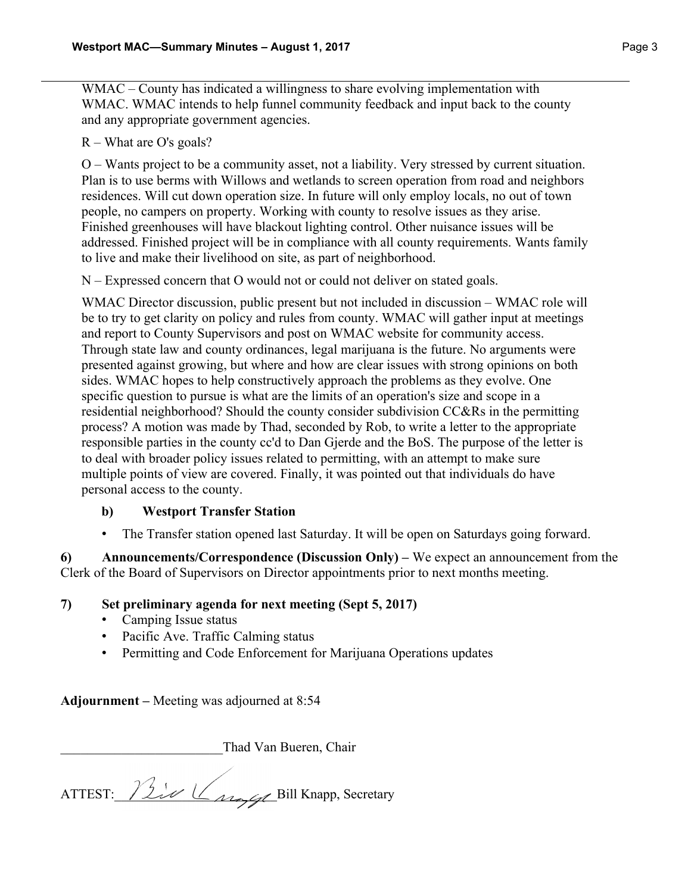WMAC – County has indicated a willingness to share evolving implementation with WMAC. WMAC intends to help funnel community feedback and input back to the county and any appropriate government agencies.

R – What are O's goals?

O – Wants project to be a community asset, not a liability. Very stressed by current situation. Plan is to use berms with Willows and wetlands to screen operation from road and neighbors residences. Will cut down operation size. In future will only employ locals, no out of town people, no campers on property. Working with county to resolve issues as they arise. Finished greenhouses will have blackout lighting control. Other nuisance issues will be addressed. Finished project will be in compliance with all county requirements. Wants family to live and make their livelihood on site, as part of neighborhood.

N – Expressed concern that O would not or could not deliver on stated goals.

WMAC Director discussion, public present but not included in discussion – WMAC role will be to try to get clarity on policy and rules from county. WMAC will gather input at meetings and report to County Supervisors and post on WMAC website for community access. Through state law and county ordinances, legal marijuana is the future. No arguments were presented against growing, but where and how are clear issues with strong opinions on both sides. WMAC hopes to help constructively approach the problems as they evolve. One specific question to pursue is what are the limits of an operation's size and scope in a residential neighborhood? Should the county consider subdivision CC&Rs in the permitting process? A motion was made by Thad, seconded by Rob, to write a letter to the appropriate responsible parties in the county cc'd to Dan Gjerde and the BoS. The purpose of the letter is to deal with broader policy issues related to permitting, with an attempt to make sure multiple points of view are covered. Finally, it was pointed out that individuals do have personal access to the county.

**b) Westport Transfer Station**

- The Transfer station opened last Saturday. It will be open on Saturdays going forward.

**6) Announcements/Correspondence (Discussion Only) –** We expect an announcement from the Clerk of the Board of Supervisors on Director appointments prior to next months meeting.

**7) Set preliminary agenda for next meeting (Sept 5, 2017)**

- Camping Issue status
- Pacific Ave. Traffic Calming status
- Permitting and Code Enforcement for Marijuana Operations updates

**Adjournment –** Meeting was adjourned at 8:54

________________________Thad Van Bueren, Chair

ATTEST: Bill Knapp Bill Knapp, Secretary